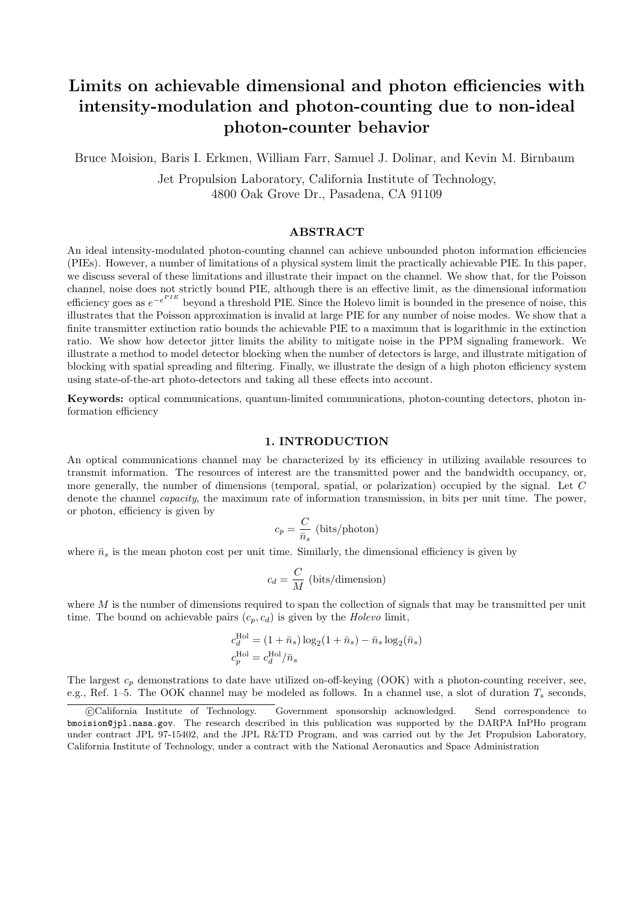# Limits on achievable dimensional and photon efficiencies with intensity-modulation and photon-counting due to non-ideal photon-counter behavior

Bruce Moision, Baris I. Erkmen, William Farr, Samuel J. Dolinar, and Kevin M. Birnbaum

Jet Propulsion Laboratory, California Institute of Technology,
4800 Oak Grove Dr., Pasadena, CA 91109

## ABSTRACT

An ideal intensity-modulated photon-counting channel can achieve unbounded photon information efficiencies (PIEs). However, a number of limitations of a physical system limit the practically achievable PIE. In this paper, we discuss several of these limitations and illustrate their impact on the channel. We show that, for the Poisson channel, noise does not strictly bound PIE, although there is an effective limit, as the dimensional information efficiency goes as $e^{-e^{PIE}}$ beyond a threshold PIE. Since the Holevo limit is bounded in the presence of noise, this illustrates that the Poisson approximation is invalid at large PIE for any number of noise modes. We show that a finite transmitter extinction ratio bounds the achievable PIE to a maximum that is logarithmic in the extinction ratio. We show how detector jitter limits the ability to mitigate noise in the PPM signaling framework. We illustrate a method to model detector blocking when the number of detectors is large, and illustrate mitigation of blocking with spatial spreading and filtering. Finally, we illustrate the design of a high photon efficiency system using state-of-the-art photo-detectors and taking all these effects into account.

**Keywords:** optical communications, quantum-limited communications, photon-counting detectors, photon information efficiency

## 1. INTRODUCTION

An optical communications channel may be characterized by its efficiency in utilizing available resources to transmit information. The resources of interest are the transmitted power and the bandwidth occupancy, or, more generally, the number of dimensions (temporal, spatial, or polarization) occupied by the signal. Let $C$ denote the channel *capacity*, the maximum rate of information transmission, in bits per unit time. The power, or photon, efficiency is given by

$$c_p = \frac{C}{\bar{n}_s} \text{ (bits/photon)}$$

where $\bar{n}_s$ is the mean photon cost per unit time. Similarly, the dimensional efficiency is given by

$$c_d = \frac{C}{M} \text{ (bits/dimension)}$$

where $M$ is the number of dimensions required to span the collection of signals that may be transmitted per unit time. The bound on achievable pairs $(c_p, c_d)$ is given by the *Holevo* limit,

$$c_d^{\text{Hol}} = (1 + \bar{n}_s)\log_2(1 + \bar{n}_s) - \bar{n}_s \log_2(\bar{n}_s)$$
$$c_p^{\text{Hol}} = c_d^{\text{Hol}}/\bar{n}_s$$

The largest $c_p$ demonstrations to date have utilized on-off-keying (OOK) with a photon-counting receiver, see, e.g., Ref. 1–5. The OOK channel may be modeled as follows. In a channel use, a slot of duration $T_s$ seconds,

©California Institute of Technology. Government sponsorship acknowledged. Send correspondence to bmoision@jpl.nasa.gov. The research described in this publication was supported by the DARPA InPHo program under contract JPL 97-15402, and the JPL R&TD Program, and was carried out by the Jet Propulsion Laboratory, California Institute of Technology, under a contract with the National Aeronautics and Space Administration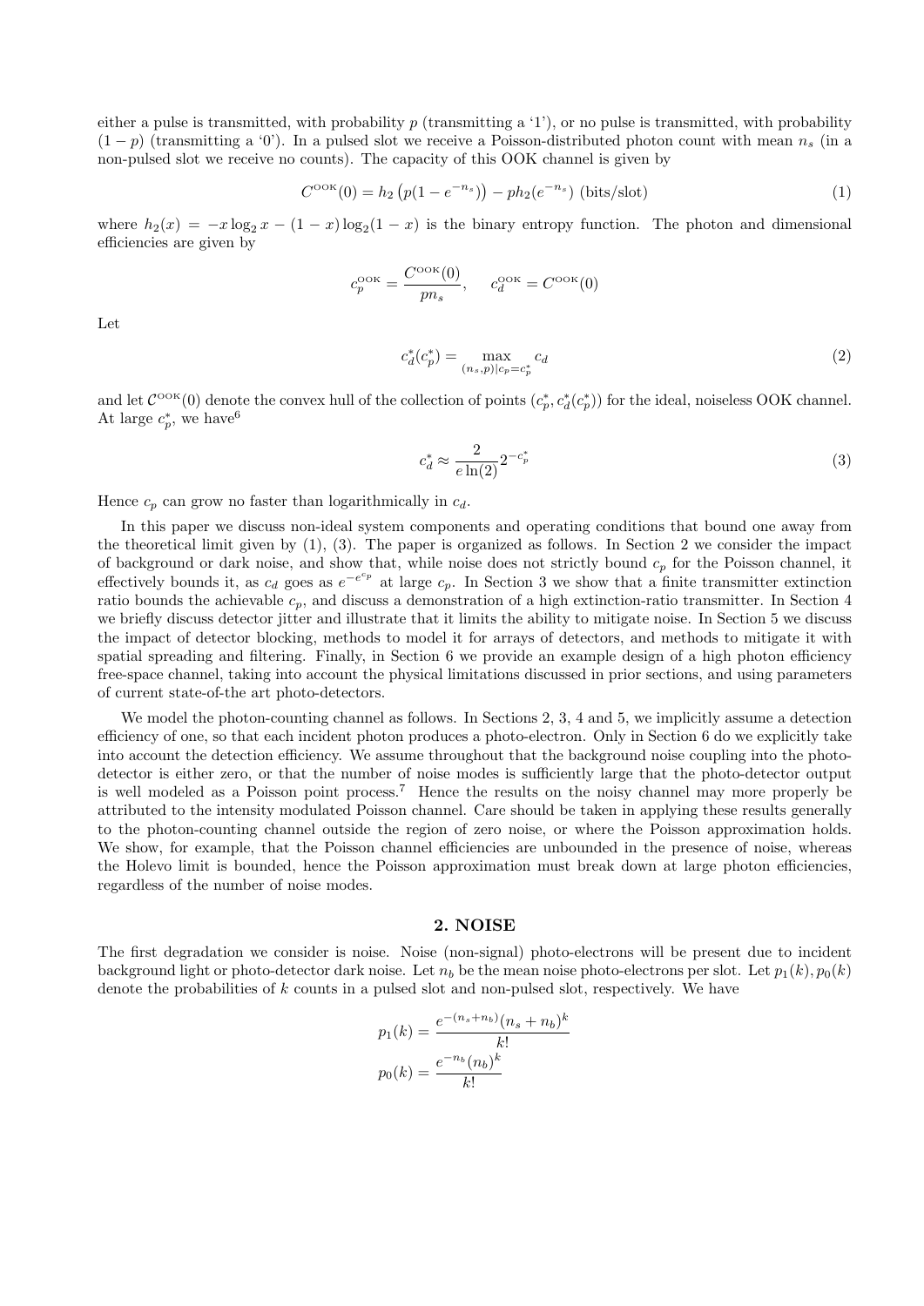either a pulse is transmitted, with probability $p$ (transmitting a '1'), or no pulse is transmitted, with probability $(1-p)$ (transmitting a '0'). In a pulsed slot we receive a Poisson-distributed photon count with mean $n_s$ (in a non-pulsed slot we receive no counts). The capacity of this OOK channel is given by

$$C^{\text{OOK}}(0) = h_2\left(p(1-e^{-n_s})\right) - ph_2(e^{-n_s}) \text{ (bits/slot)} \tag{1}$$

where $h_2(x) = -x\log_2 x - (1-x)\log_2(1-x)$ is the binary entropy function. The photon and dimensional efficiencies are given by

$$c_p^{\text{OOK}} = \frac{C^{\text{OOK}}(0)}{pn_s}, \quad c_d^{\text{OOK}} = C^{\text{OOK}}(0)$$

Let

$$c_d^*(c_p^*) = \max_{(n_s,p)|c_p=c_p^*} c_d \tag{2}$$

and let $\mathcal{C}^{\text{OOK}}(0)$ denote the convex hull of the collection of points $(c_p^*, c_d^*(c_p^*))$ for the ideal, noiseless OOK channel. At large $c_p^*$, we have[6]

$$c_d^* \approx \frac{2}{e\ln(2)}2^{-c_p^*} \tag{3}$$

Hence $c_p$ can grow no faster than logarithmically in $c_d$.

In this paper we discuss non-ideal system components and operating conditions that bound one away from the theoretical limit given by (1), (3). The paper is organized as follows. In Section 2 we consider the impact of background or dark noise, and show that, while noise does not strictly bound $c_p$ for the Poisson channel, it effectively bounds it, as $c_d$ goes as $e^{-e^{c_p}}$ at large $c_p$. In Section 3 we show that a finite transmitter extinction ratio bounds the achievable $c_p$, and discuss a demonstration of a high extinction-ratio transmitter. In Section 4 we briefly discuss detector jitter and illustrate that it limits the ability to mitigate noise. In Section 5 we discuss the impact of detector blocking, methods to model it for arrays of detectors, and methods to mitigate it with spatial spreading and filtering. Finally, in Section 6 we provide an example design of a high photon efficiency free-space channel, taking into account the physical limitations discussed in prior sections, and using parameters of current state-of-the art photo-detectors.

We model the photon-counting channel as follows. In Sections 2, 3, 4 and 5, we implicitly assume a detection efficiency of one, so that each incident photon produces a photo-electron. Only in Section 6 do we explicitly take into account the detection efficiency. We assume throughout that the background noise coupling into the photo-detector is either zero, or that the number of noise modes is sufficiently large that the photo-detector output is well modeled as a Poisson point process.[7] Hence the results on the noisy channel may more properly be attributed to the intensity modulated Poisson channel. Care should be taken in applying these results generally to the photon-counting channel outside the region of zero noise, or where the Poisson approximation holds. We show, for example, that the Poisson channel efficiencies are unbounded in the presence of noise, whereas the Holevo limit is bounded, hence the Poisson approximation must break down at large photon efficiencies, regardless of the number of noise modes.

## 2. NOISE

The first degradation we consider is noise. Noise (non-signal) photo-electrons will be present due to incident background light or photo-detector dark noise. Let $n_b$ be the mean noise photo-electrons per slot. Let $p_1(k), p_0(k)$ denote the probabilities of $k$ counts in a pulsed slot and non-pulsed slot, respectively. We have

$$p_1(k) = \frac{e^{-(n_s+n_b)}(n_s+n_b)^k}{k!}$$
$$p_0(k) = \frac{e^{-n_b}(n_b)^k}{k!}$$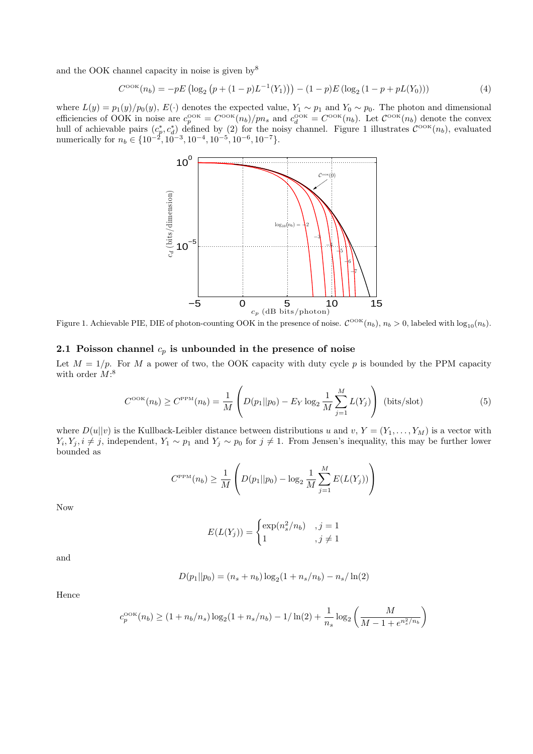and the OOK channel capacity in noise is given by[8]

$$C^{\text{OOK}}(n_b) = -pE\left(\log_2\left(p + (1-p)L^{-1}(Y_1)\right)\right) - (1-p)E\left(\log_2\left(1 - p + pL(Y_0)\right)\right) \tag{4}$$

where $L(y) = p_1(y)/p_0(y)$, $E(\cdot)$ denotes the expected value, $Y_1 \sim p_1$ and $Y_0 \sim p_0$. The photon and dimensional efficiencies of OOK in noise are $c_p^{\text{OOK}} = C^{\text{OOK}}(n_b)/pn_s$ and $c_d^{\text{OOK}} = C^{\text{OOK}}(n_b)$. Let $\mathcal{C}^{\text{OOK}}(n_b)$ denote the convex hull of achievable pairs $(c_p^*, c_d^*)$ defined by (2) for the noisy channel. Figure 1 illustrates $\mathcal{C}^{\text{OOK}}(n_b)$, evaluated numerically for $n_b \in \{10^{-2}, 10^{-3}, 10^{-4}, 10^{-5}, 10^{-6}, 10^{-7}\}$.

Figure 1. Achievable PIE, DIE of photon-counting OOK in the presence of noise. $\mathcal{C}^{\text{OOK}}(n_b)$, $n_b > 0$, labeled with $\log_{10}(n_b)$.

### 2.1 Poisson channel $c_p$ is unbounded in the presence of noise

Let $M = 1/p$. For $M$ a power of two, the OOK capacity with duty cycle $p$ is bounded by the PPM capacity with order $M$:[8]

$$C^{\text{OOK}}(n_b) \geq C^{\text{PPM}}(n_b) = \frac{1}{M}\left(D(p_1||p_0) - E_Y \log_2 \frac{1}{M}\sum_{j=1}^{M} L(Y_j)\right) \quad \text{(bits/slot)} \tag{5}$$

where $D(u||v)$ is the Kullback-Leibler distance between distributions $u$ and $v$, $Y = (Y_1, \ldots, Y_M)$ is a vector with $Y_i, Y_j, i \neq j$, independent, $Y_1 \sim p_1$ and $Y_j \sim p_0$ for $j \neq 1$. From Jensen's inequality, this may be further lower bounded as

$$C^{\text{PPM}}(n_b) \geq \frac{1}{M}\left(D(p_1||p_0) - \log_2 \frac{1}{M}\sum_{j=1}^{M} E(L(Y_j))\right)$$

Now

$$E(L(Y_j)) = \begin{cases} \exp(n_s^2/n_b) & , j = 1 \\ 1 & , j \neq 1 \end{cases}$$

and

$$D(p_1||p_0) = (n_s + n_b)\log_2(1 + n_s/n_b) - n_s/\ln(2)$$

Hence

$$c_p^{\text{OOK}}(n_b) \geq (1 + n_b/n_s)\log_2(1 + n_s/n_b) - 1/\ln(2) + \frac{1}{n_s}\log_2\left(\frac{M}{M - 1 + e^{n_s^2/n_b}}\right)$$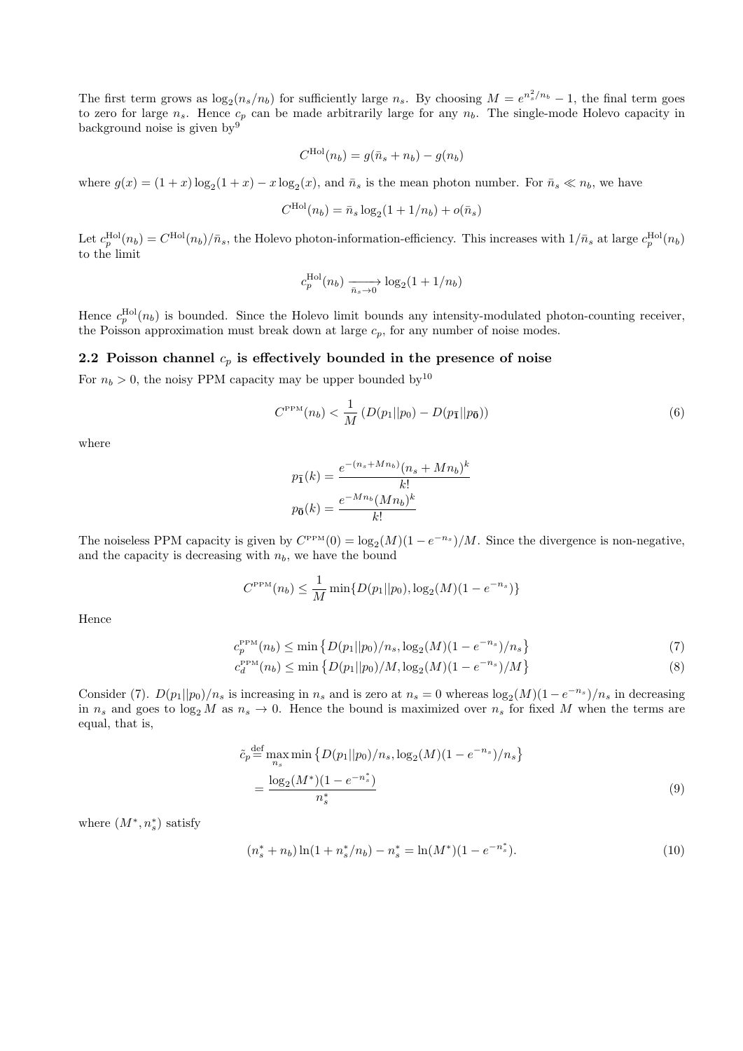The first term grows as $\log_2(n_s/n_b)$ for sufficiently large $n_s$. By choosing $M = e^{n_s^2/n_b} - 1$, the final term goes to zero for large $n_s$. Hence $c_p$ can be made arbitrarily large for any $n_b$. The single-mode Holevo capacity in background noise is given by[9]

$$C^{\text{Hol}}(n_b) = g(\bar{n}_s + n_b) - g(n_b)$$

where $g(x) = (1+x)\log_2(1+x) - x\log_2(x)$, and $\bar{n}_s$ is the mean photon number. For $\bar{n}_s \ll n_b$, we have

$$C^{\text{Hol}}(n_b) = \bar{n}_s \log_2(1 + 1/n_b) + o(\bar{n}_s)$$

Let $c_p^{\text{Hol}}(n_b) = C^{\text{Hol}}(n_b)/\bar{n}_s$, the Holevo photon-information-efficiency. This increases with $1/\bar{n}_s$ at large $c_p^{\text{Hol}}(n_b)$ to the limit

$$c_p^{\text{Hol}}(n_b) \xrightarrow[\bar{n}_s \to 0]{} \log_2(1 + 1/n_b)$$

Hence $c_p^{\text{Hol}}(n_b)$ is bounded. Since the Holevo limit bounds any intensity-modulated photon-counting receiver, the Poisson approximation must break down at large $c_p$, for any number of noise modes.

## 2.2 Poisson channel $c_p$ is effectively bounded in the presence of noise

For $n_b > 0$, the noisy PPM capacity may be upper bounded by[10]

$$C^{\text{PPM}}(n_b) < \frac{1}{M}\left(D(p_1||p_0) - D(p_{\bar{1}}||p_{\bar{0}})\right) \tag{6}$$

where

$$p_{\bar{1}}(k) = \frac{e^{-(n_s+Mn_b)}(n_s + Mn_b)^k}{k!}$$
$$p_{\bar{0}}(k) = \frac{e^{-Mn_b}(Mn_b)^k}{k!}$$

The noiseless PPM capacity is given by $C^{\text{PPM}}(0) = \log_2(M)(1 - e^{-n_s})/M$. Since the divergence is non-negative, and the capacity is decreasing with $n_b$, we have the bound

$$C^{\text{PPM}}(n_b) \leq \frac{1}{M}\min\{D(p_1||p_0), \log_2(M)(1 - e^{-n_s})\}$$

Hence

$$c_p^{\text{PPM}}(n_b) \leq \min\left\{D(p_1||p_0)/n_s, \log_2(M)(1 - e^{-n_s})/n_s\right\} \tag{7}$$
$$c_d^{\text{PPM}}(n_b) \leq \min\left\{D(p_1||p_0)/M, \log_2(M)(1 - e^{-n_s})/M\right\} \tag{8}$$

Consider (7). $D(p_1||p_0)/n_s$ is increasing in $n_s$ and is zero at $n_s = 0$ whereas $\log_2(M)(1-e^{-n_s})/n_s$ in decreasing in $n_s$ and goes to $\log_2 M$ as $n_s \to 0$. Hence the bound is maximized over $n_s$ for fixed $M$ when the terms are equal, that is,

$$\begin{aligned}\tilde{c}_p &\stackrel{\text{def}}{=} \max_{n_s} \min\left\{D(p_1||p_0)/n_s, \log_2(M)(1 - e^{-n_s})/n_s\right\} \\ &= \frac{\log_2(M^*)(1 - e^{-n_s^*})}{n_s^*}\end{aligned} \tag{9}$$

where $(M^*, n_s^*)$ satisfy

$$(n_s^* + n_b)\ln(1 + n_s^*/n_b) - n_s^* = \ln(M^*)(1 - e^{-n_s^*}). \tag{10}$$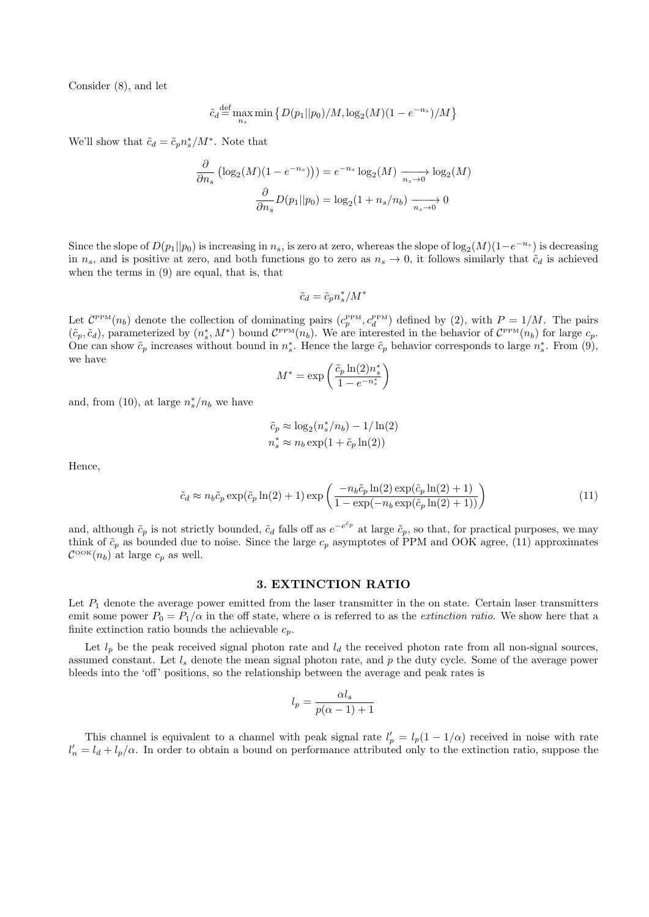Consider (8), and let

$$\tilde{c}_d \stackrel{\text{def}}{=} \max_{n_s} \min \left\{ D(p_1||p_0)/M, \log_2(M)(1-e^{-n_s})/M \right\}$$

We'll show that $\tilde{c}_d = \tilde{c}_p n_s^*/M^*$. Note that

$$\frac{\partial}{\partial n_s}\left(\log_2(M)(1-e^{-n_s})\right) = e^{-n_s}\log_2(M) \xrightarrow[n_s \to 0]{} \log_2(M)$$

$$\frac{\partial}{\partial n_s} D(p_1||p_0) = \log_2(1+n_s/n_b) \xrightarrow[n_s \to 0]{} 0$$

Since the slope of $D(p_1||p_0)$ is increasing in $n_s$, is zero at zero, whereas the slope of $\log_2(M)(1-e^{-n_s})$ is decreasing in $n_s$, and is positive at zero, and both functions go to zero as $n_s \to 0$, it follows similarly that $\tilde{c}_d$ is achieved when the terms in (9) are equal, that is, that

$$\tilde{c}_d = \tilde{c}_p n_s^*/M^*$$

Let $\mathcal{C}^{\text{PPM}}(n_b)$ denote the collection of dominating pairs $(c_p^{\text{PPM}}, c_d^{\text{PPM}})$ defined by (2), with $P = 1/M$. The pairs $(\tilde{c}_p, \tilde{c}_d)$, parameterized by $(n_s^*, M^*)$ bound $\mathcal{C}^{\text{PPM}}(n_b)$. We are interested in the behavior of $\mathcal{C}^{\text{PPM}}(n_b)$ for large $c_p$. One can show $\tilde{c}_p$ increases without bound in $n_s^*$. Hence the large $\tilde{c}_p$ behavior corresponds to large $n_s^*$. From (9), we have

$$M^* = \exp\left(\frac{\tilde{c}_p \ln(2) n_s^*}{1-e^{-n_s^*}}\right)$$

and, from (10), at large $n_s^*/n_b$ we have

$$\tilde{c}_p \approx \log_2(n_s^*/n_b) - 1/\ln(2)$$

$$n_s^* \approx n_b \exp(1 + \tilde{c}_p \ln(2))$$

Hence,

$$\tilde{c}_d \approx n_b \tilde{c}_p \exp(\tilde{c}_p \ln(2) + 1) \exp\left(\frac{-n_b \tilde{c}_p \ln(2)\exp(\tilde{c}_p \ln(2)+1)}{1-\exp(-n_b \exp(\tilde{c}_p \ln(2)+1))}\right) \tag{11}$$

and, although $\tilde{c}_p$ is not strictly bounded, $\tilde{c}_d$ falls off as $e^{-e^{\tilde{c}_p}}$ at large $\tilde{c}_p$, so that, for practical purposes, we may think of $\tilde{c}_p$ as bounded due to noise. Since the large $c_p$ asymptotes of PPM and OOK agree, (11) approximates $\mathcal{C}^{\text{OOK}}(n_b)$ at large $c_p$ as well.

## 3. EXTINCTION RATIO

Let $P_1$ denote the average power emitted from the laser transmitter in the on state. Certain laser transmitters emit some power $P_0 = P_1/\alpha$ in the off state, where $\alpha$ is referred to as the *extinction ratio*. We show here that a finite extinction ratio bounds the achievable $c_p$.

Let $l_p$ be the peak received signal photon rate and $l_d$ the received photon rate from all non-signal sources, assumed constant. Let $l_s$ denote the mean signal photon rate, and $p$ the duty cycle. Some of the average power bleeds into the 'off' positions, so the relationship between the average and peak rates is

$$l_p = \frac{\alpha l_s}{p(\alpha - 1) + 1}$$

This channel is equivalent to a channel with peak signal rate $l_p' = l_p(1 - 1/\alpha)$ received in noise with rate $l_n' = l_d + l_p/\alpha$. In order to obtain a bound on performance attributed only to the extinction ratio, suppose the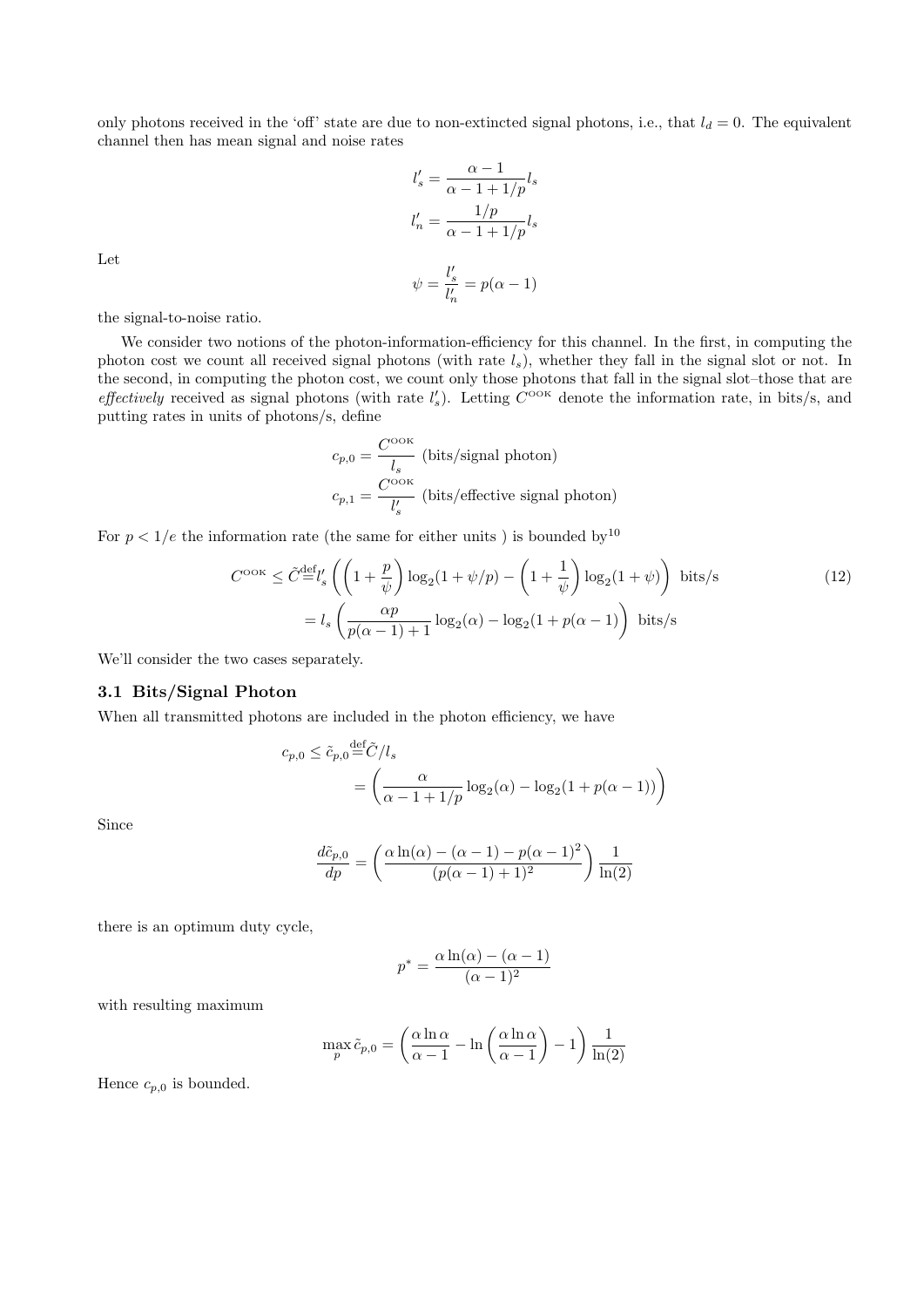only photons received in the 'off' state are due to non-extincted signal photons, i.e., that $l_d = 0$. The equivalent channel then has mean signal and noise rates

$$l_s' = \frac{\alpha - 1}{\alpha - 1 + 1/p} l_s$$

$$l_n' = \frac{1/p}{\alpha - 1 + 1/p} l_s$$

Let

$$\psi = \frac{l_s'}{l_n'} = p(\alpha - 1)$$

the signal-to-noise ratio.

We consider two notions of the photon-information-efficiency for this channel. In the first, in computing the photon cost we count all received signal photons (with rate $l_s$), whether they fall in the signal slot or not. In the second, in computing the photon cost, we count only those photons that fall in the signal slot–those that are *effectively* received as signal photons (with rate $l_s'$). Letting $C^{\text{OOK}}$ denote the information rate, in bits/s, and putting rates in units of photons/s, define

$$c_{p,0} = \frac{C^{\text{OOK}}}{l_s} \text{ (bits/signal photon)}$$

$$c_{p,1} = \frac{C^{\text{OOK}}}{l_s'} \text{ (bits/effective signal photon)}$$

For $p < 1/e$ the information rate (the same for either units ) is bounded by[10]

$$\begin{aligned} C^{\text{OOK}} \leq \tilde{C} &\stackrel{\text{def}}{=} l_s' \left( \left(1 + \frac{p}{\psi}\right) \log_2(1 + \psi/p) - \left(1 + \frac{1}{\psi}\right) \log_2(1 + \psi) \right) \text{ bits/s} \\ &= l_s \left( \frac{\alpha p}{p(\alpha - 1) + 1} \log_2(\alpha) - \log_2(1 + p(\alpha - 1)) \right) \text{ bits/s} \end{aligned} \tag{12}$$

We'll consider the two cases separately.

### 3.1 Bits/Signal Photon

When all transmitted photons are included in the photon efficiency, we have

$$\begin{aligned} c_{p,0} \leq \tilde{c}_{p,0} &\stackrel{\text{def}}{=} \tilde{C}/l_s \\ &= \left( \frac{\alpha}{\alpha - 1 + 1/p} \log_2(\alpha) - \log_2(1 + p(\alpha - 1)) \right) \end{aligned}$$

Since

$$\frac{d\tilde{c}_{p,0}}{dp} = \left( \frac{\alpha \ln(\alpha) - (\alpha - 1) - p(\alpha - 1)^2}{(p(\alpha - 1) + 1)^2} \right) \frac{1}{\ln(2)}$$

there is an optimum duty cycle,

$$p^* = \frac{\alpha \ln(\alpha) - (\alpha - 1)}{(\alpha - 1)^2}$$

with resulting maximum

$$\max_p \tilde{c}_{p,0} = \left( \frac{\alpha \ln \alpha}{\alpha - 1} - \ln\left( \frac{\alpha \ln \alpha}{\alpha - 1} \right) - 1 \right) \frac{1}{\ln(2)}$$

Hence $c_{p,0}$ is bounded.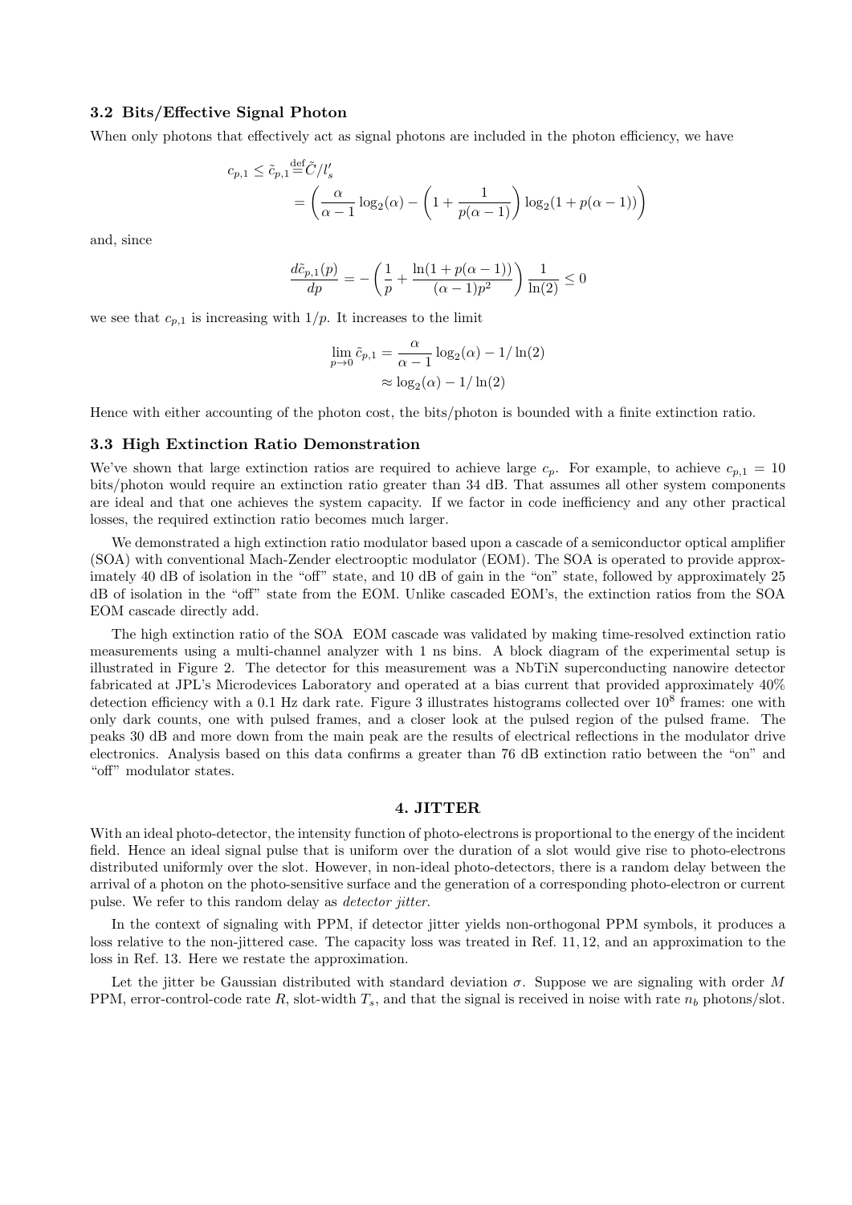### 3.2 Bits/Effective Signal Photon

When only photons that effectively act as signal photons are included in the photon efficiency, we have

$$
\begin{aligned}
c_{p,1} \leq \tilde{c}_{p,1} &\stackrel{\text{def}}{=} \tilde{C}/l_s' \\
&= \left( \frac{\alpha}{\alpha - 1} \log_2(\alpha) - \left(1 + \frac{1}{p(\alpha-1)}\right) \log_2(1 + p(\alpha - 1)) \right)
\end{aligned}
$$

and, since

$$
\frac{d\tilde{c}_{p,1}(p)}{dp} = - \left( \frac{1}{p} + \frac{\ln(1 + p(\alpha - 1))}{(\alpha - 1)p^2} \right) \frac{1}{\ln(2)} \leq 0
$$

we see that $c_{p,1}$ is increasing with $1/p$. It increases to the limit

$$
\begin{aligned}
\lim_{p \to 0} \tilde{c}_{p,1} &= \frac{\alpha}{\alpha - 1} \log_2(\alpha) - 1/\ln(2) \\
&\approx \log_2(\alpha) - 1/\ln(2)
\end{aligned}
$$

Hence with either accounting of the photon cost, the bits/photon is bounded with a finite extinction ratio.

### 3.3 High Extinction Ratio Demonstration

We've shown that large extinction ratios are required to achieve large $c_p$. For example, to achieve $c_{p,1} = 10$ bits/photon would require an extinction ratio greater than 34 dB. That assumes all other system components are ideal and that one achieves the system capacity. If we factor in code inefficiency and any other practical losses, the required extinction ratio becomes much larger.

We demonstrated a high extinction ratio modulator based upon a cascade of a semiconductor optical amplifier (SOA) with conventional Mach-Zender electrooptic modulator (EOM). The SOA is operated to provide approximately 40 dB of isolation in the "off" state, and 10 dB of gain in the "on" state, followed by approximately 25 dB of isolation in the "off" state from the EOM. Unlike cascaded EOM's, the extinction ratios from the SOA EOM cascade directly add.

The high extinction ratio of the SOA EOM cascade was validated by making time-resolved extinction ratio measurements using a multi-channel analyzer with 1 ns bins. A block diagram of the experimental setup is illustrated in Figure 2. The detector for this measurement was a NbTiN superconducting nanowire detector fabricated at JPL's Microdevices Laboratory and operated at a bias current that provided approximately 40% detection efficiency with a 0.1 Hz dark rate. Figure 3 illustrates histograms collected over $10^8$ frames: one with only dark counts, one with pulsed frames, and a closer look at the pulsed region of the pulsed frame. The peaks 30 dB and more down from the main peak are the results of electrical reflections in the modulator drive electronics. Analysis based on this data confirms a greater than 76 dB extinction ratio between the "on" and "off" modulator states.

## 4. JITTER

With an ideal photo-detector, the intensity function of photo-electrons is proportional to the energy of the incident field. Hence an ideal signal pulse that is uniform over the duration of a slot would give rise to photo-electrons distributed uniformly over the slot. However, in non-ideal photo-detectors, there is a random delay between the arrival of a photon on the photo-sensitive surface and the generation of a corresponding photo-electron or current pulse. We refer to this random delay as *detector jitter*.

In the context of signaling with PPM, if detector jitter yields non-orthogonal PPM symbols, it produces a loss relative to the non-jittered case. The capacity loss was treated in Ref. 11, 12, and an approximation to the loss in Ref. 13. Here we restate the approximation.

Let the jitter be Gaussian distributed with standard deviation $\sigma$. Suppose we are signaling with order $M$ PPM, error-control-code rate $R$, slot-width $T_s$, and that the signal is received in noise with rate $n_b$ photons/slot.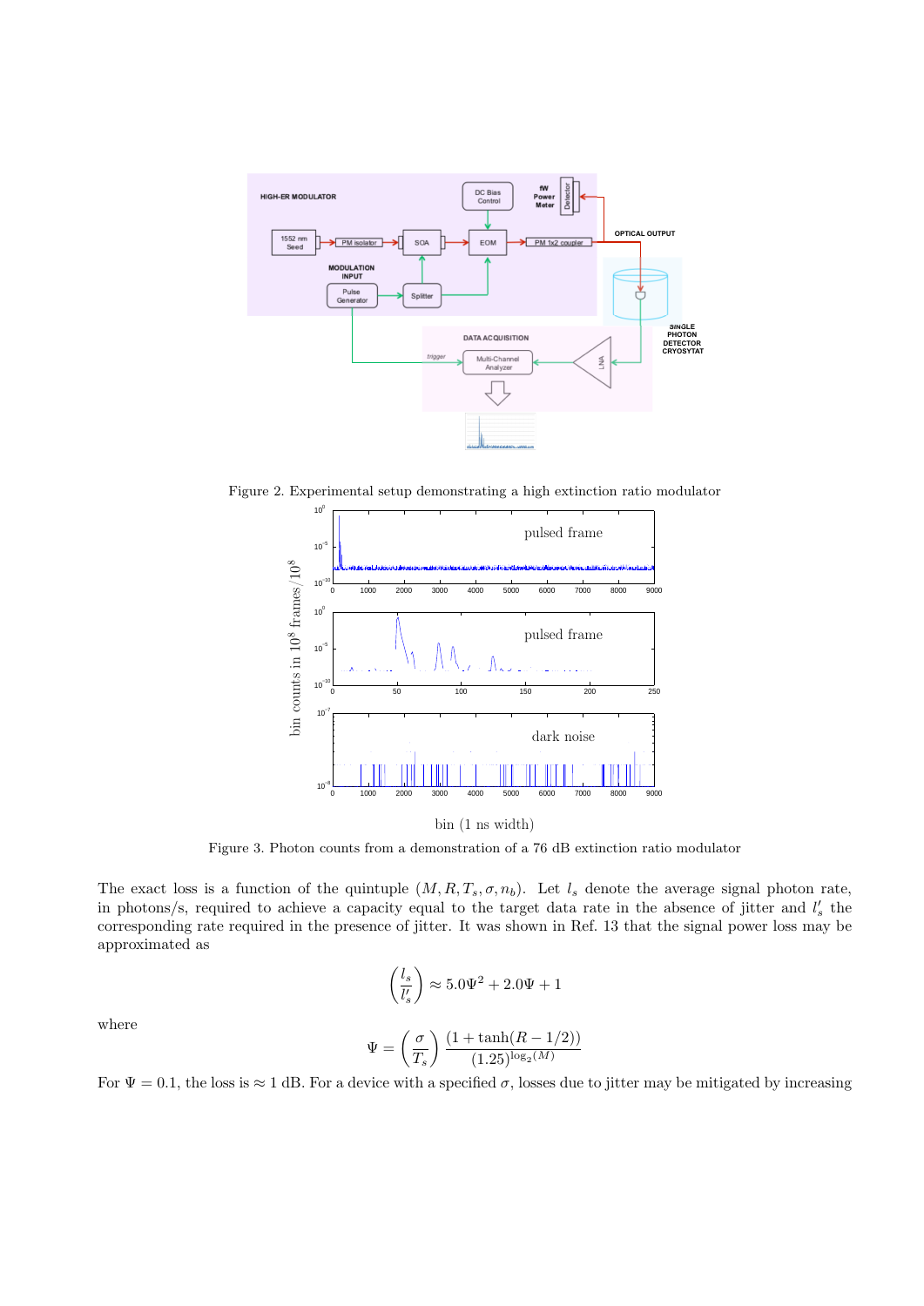Figure 2. Experimental setup demonstrating a high extinction ratio modulator

Figure 3. Photon counts from a demonstration of a 76 dB extinction ratio modulator

The exact loss is a function of the quintuple $(M, R, T_s, \sigma, n_b)$. Let $l_s$ denote the average signal photon rate, in photons/s, required to achieve a capacity equal to the target data rate in the absence of jitter and $l_s'$ the corresponding rate required in the presence of jitter. It was shown in Ref. 13 that the signal power loss may be approximated as

$$\left(\frac{l_s}{l_s'}\right) \approx 5.0\Psi^2 + 2.0\Psi + 1$$

where

$$\Psi = \left(\frac{\sigma}{T_s}\right) \frac{(1 + \tanh(R - 1/2))}{(1.25)^{\log_2(M)}}$$

For $\Psi = 0.1$, the loss is $\approx 1$ dB. For a device with a specified $\sigma$, losses due to jitter may be mitigated by increasing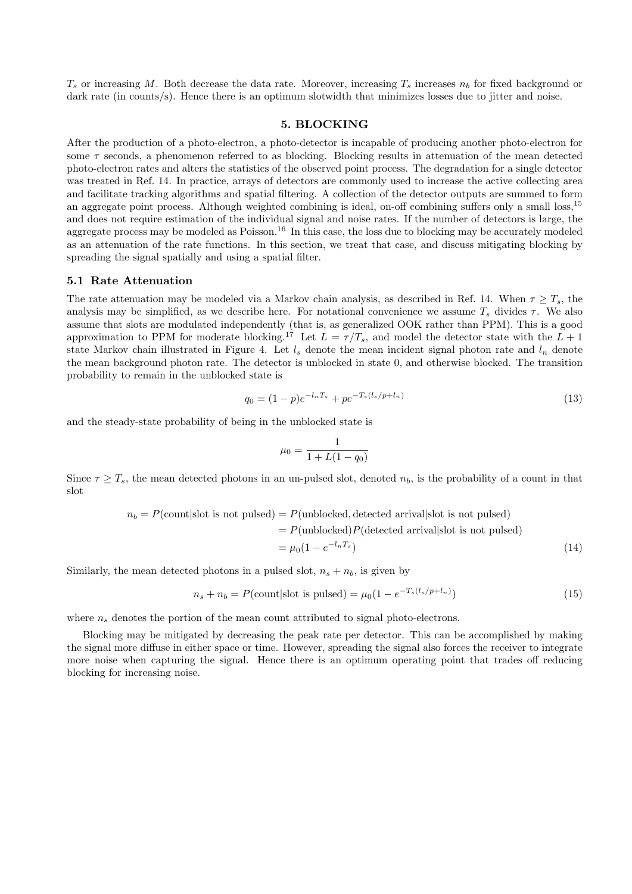$T_s$ or increasing $M$. Both decrease the data rate. Moreover, increasing $T_s$ increases $n_b$ for fixed background or dark rate (in counts/s). Hence there is an optimum slotwidth that minimizes losses due to jitter and noise.

## 5. BLOCKING

After the production of a photo-electron, a photo-detector is incapable of producing another photo-electron for some $\tau$ seconds, a phenomenon referred to as blocking. Blocking results in attenuation of the mean detected photo-electron rates and alters the statistics of the observed point process. The degradation for a single detector was treated in Ref. 14. In practice, arrays of detectors are commonly used to increase the active collecting area and facilitate tracking algorithms and spatial filtering. A collection of the detector outputs are summed to form an aggregate point process. Although weighted combining is ideal, on-off combining suffers only a small loss,[15] and does not require estimation of the individual signal and noise rates. If the number of detectors is large, the aggregate process may be modeled as Poisson.[16] In this case, the loss due to blocking may be accurately modeled as an attenuation of the rate functions. In this section, we treat that case, and discuss mitigating blocking by spreading the signal spatially and using a spatial filter.

### 5.1 Rate Attenuation

The rate attenuation may be modeled via a Markov chain analysis, as described in Ref. 14. When $\tau \geq T_s$, the analysis may be simplified, as we describe here. For notational convenience we assume $T_s$ divides $\tau$. We also assume that slots are modulated independently (that is, as generalized OOK rather than PPM). This is a good approximation to PPM for moderate blocking.[17] Let $L = \tau/T_s$, and model the detector state with the $L+1$ state Markov chain illustrated in Figure 4. Let $l_s$ denote the mean incident signal photon rate and $l_n$ denote the mean background photon rate. The detector is unblocked in state 0, and otherwise blocked. The transition probability to remain in the unblocked state is

$$q_0 = (1-p)e^{-l_n T_s} + p e^{-T_s(l_s/p + l_n)} \tag{13}$$

and the steady-state probability of being in the unblocked state is

$$\mu_0 = \frac{1}{1 + L(1-q_0)}$$

Since $\tau \geq T_s$, the mean detected photons in an un-pulsed slot, denoted $n_b$, is the probability of a count in that slot

$$\begin{aligned} n_b = P(\text{count}|\text{slot is not pulsed}) &= P(\text{unblocked}, \text{detected arrival}|\text{slot is not pulsed}) \\ &= P(\text{unblocked})P(\text{detected arrival}|\text{slot is not pulsed}) \\ &= \mu_0(1 - e^{-l_n T_s}) \end{aligned} \tag{14}$$

Similarly, the mean detected photons in a pulsed slot, $n_s + n_b$, is given by

$$n_s + n_b = P(\text{count}|\text{slot is pulsed}) = \mu_0(1 - e^{-T_s(l_s/p + l_n)}) \tag{15}$$

where $n_s$ denotes the portion of the mean count attributed to signal photo-electrons.

Blocking may be mitigated by decreasing the peak rate per detector. This can be accomplished by making the signal more diffuse in either space or time. However, spreading the signal also forces the receiver to integrate more noise when capturing the signal. Hence there is an optimum operating point that trades off reducing blocking for increasing noise.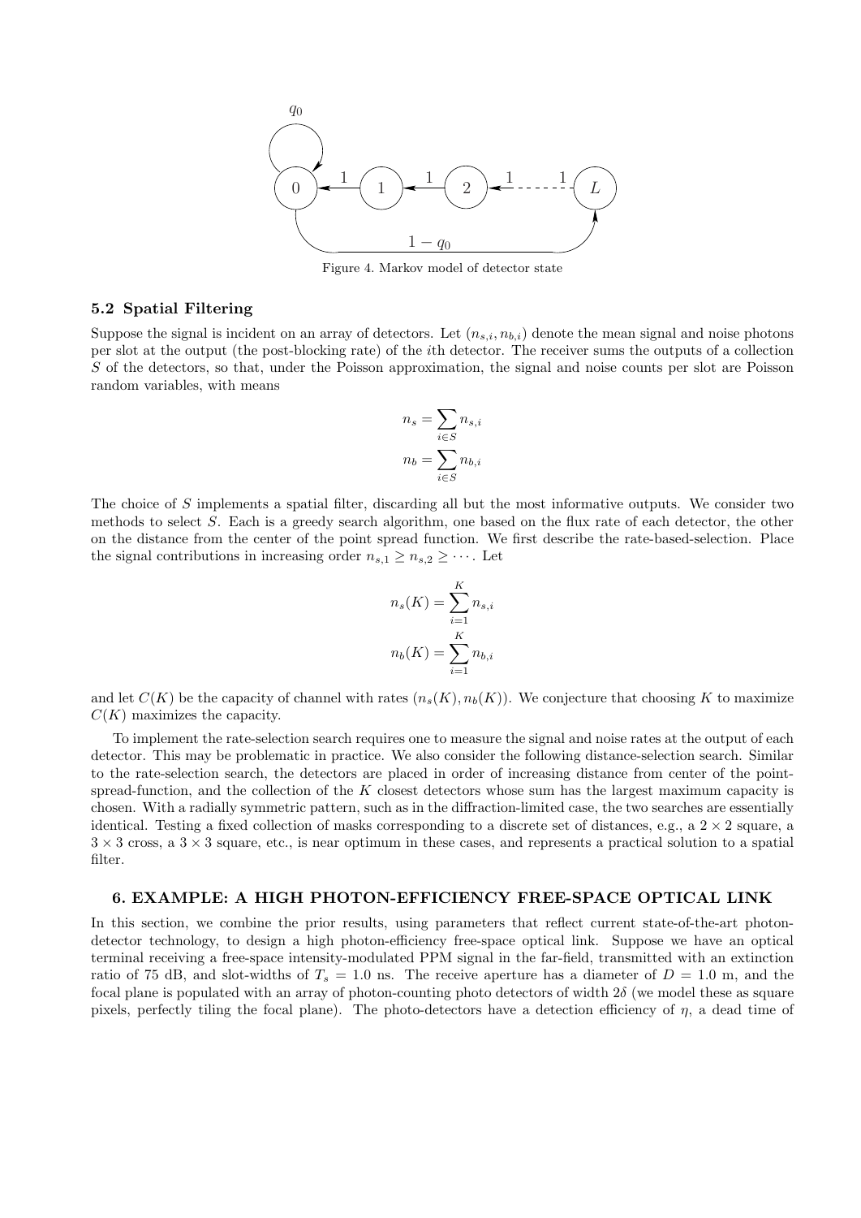Figure 4. Markov model of detector state

### 5.2 Spatial Filtering

Suppose the signal is incident on an array of detectors. Let $(n_{s,i}, n_{b,i})$ denote the mean signal and noise photons per slot at the output (the post-blocking rate) of the $i$th detector. The receiver sums the outputs of a collection $S$ of the detectors, so that, under the Poisson approximation, the signal and noise counts per slot are Poisson random variables, with means

$$n_s = \sum_{i \in S} n_{s,i}$$

$$n_b = \sum_{i \in S} n_{b,i}$$

The choice of $S$ implements a spatial filter, discarding all but the most informative outputs. We consider two methods to select $S$. Each is a greedy search algorithm, one based on the flux rate of each detector, the other on the distance from the center of the point spread function. We first describe the rate-based-selection. Place the signal contributions in increasing order $n_{s,1} \geq n_{s,2} \geq \cdots$. Let

$$n_s(K) = \sum_{i=1}^{K} n_{s,i}$$

$$n_b(K) = \sum_{i=1}^{K} n_{b,i}$$

and let $C(K)$ be the capacity of channel with rates $(n_s(K), n_b(K))$. We conjecture that choosing $K$ to maximize $C(K)$ maximizes the capacity.

To implement the rate-selection search requires one to measure the signal and noise rates at the output of each detector. This may be problematic in practice. We also consider the following distance-selection search. Similar to the rate-selection search, the detectors are placed in order of increasing distance from center of the point-spread-function, and the collection of the $K$ closest detectors whose sum has the largest maximum capacity is chosen. With a radially symmetric pattern, such as in the diffraction-limited case, the two searches are essentially identical. Testing a fixed collection of masks corresponding to a discrete set of distances, e.g., a $2 \times 2$ square, a $3 \times 3$ cross, a $3 \times 3$ square, etc., is near optimum in these cases, and represents a practical solution to a spatial filter.

## 6. EXAMPLE: A HIGH PHOTON-EFFICIENCY FREE-SPACE OPTICAL LINK

In this section, we combine the prior results, using parameters that reflect current state-of-the-art photon-detector technology, to design a high photon-efficiency free-space optical link. Suppose we have an optical terminal receiving a free-space intensity-modulated PPM signal in the far-field, transmitted with an extinction ratio of 75 dB, and slot-widths of $T_s = 1.0$ ns. The receive aperture has a diameter of $D = 1.0$ m, and the focal plane is populated with an array of photon-counting photo detectors of width $2\delta$ (we model these as square pixels, perfectly tiling the focal plane). The photo-detectors have a detection efficiency of $\eta$, a dead time of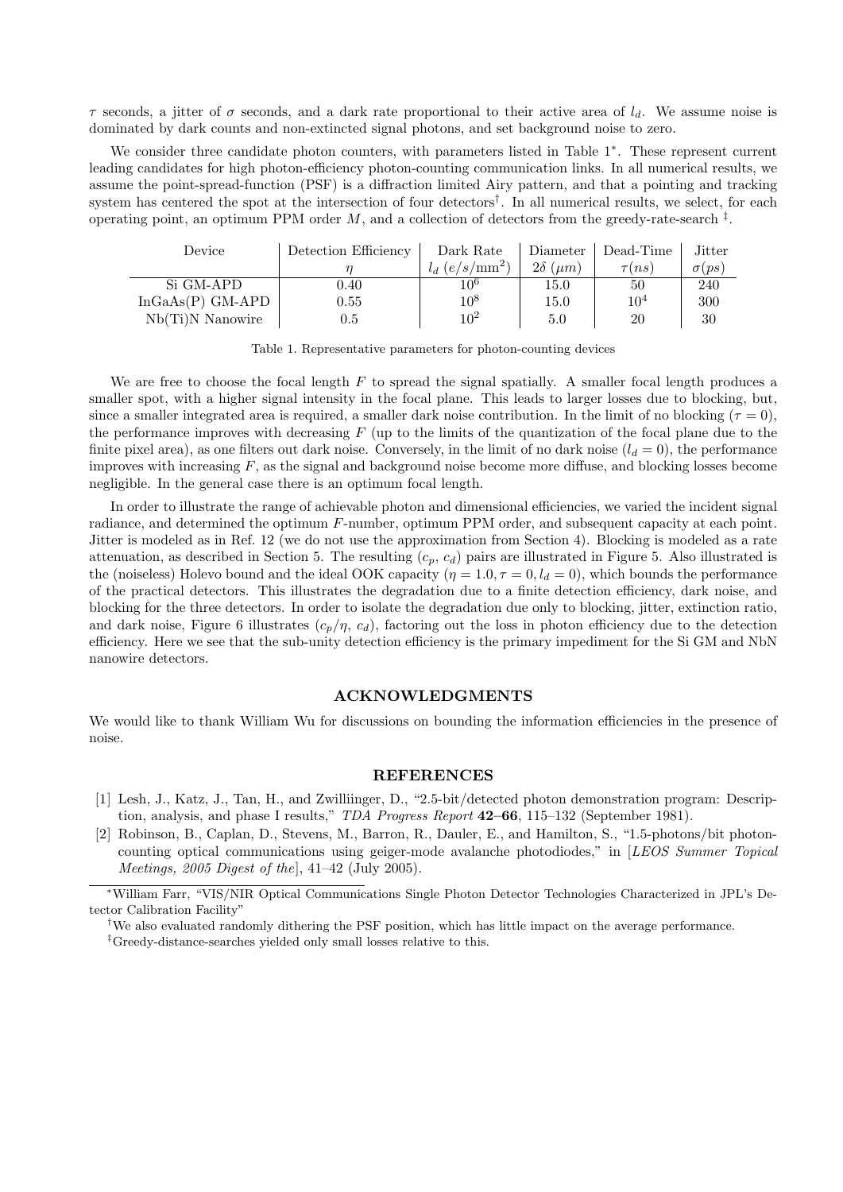$\tau$ seconds, a jitter of $\sigma$ seconds, and a dark rate proportional to their active area of $l_d$. We assume noise is dominated by dark counts and non-extincted signal photons, and set background noise to zero.

We consider three candidate photon counters, with parameters listed in Table 1*. These represent current leading candidates for high photon-efficiency photon-counting communication links. In all numerical results, we assume the point-spread-function (PSF) is a diffraction limited Airy pattern, and that a pointing and tracking system has centered the spot at the intersection of four detectors†. In all numerical results, we select, for each operating point, an optimum PPM order $M$, and a collection of detectors from the greedy-rate-search ‡.

| Device | Detection Efficiency | Dark Rate | Diameter | Dead-Time | Jitter |
|---|---|---|---|---|---|
| | $\eta$ | $l_d$ $(e/s/\text{mm}^2)$ | $2\delta$ $(\mu m)$ | $\tau(ns)$ | $\sigma(ps)$ |
| Si GM-APD | 0.40 | $10^6$ | 15.0 | 50 | 240 |
| InGaAs(P) GM-APD | 0.55 | $10^8$ | 15.0 | $10^4$ | 300 |
| Nb(Ti)N Nanowire | 0.5 | $10^2$ | 5.0 | 20 | 30 |

Table 1. Representative parameters for photon-counting devices

We are free to choose the focal length $F$ to spread the signal spatially. A smaller focal length produces a smaller spot, with a higher signal intensity in the focal plane. This leads to larger losses due to blocking, but, since a smaller integrated area is required, a smaller dark noise contribution. In the limit of no blocking ($\tau = 0$), the performance improves with decreasing $F$ (up to the limits of the quantization of the focal plane due to the finite pixel area), as one filters out dark noise. Conversely, in the limit of no dark noise ($l_d = 0$), the performance improves with increasing $F$, as the signal and background noise become more diffuse, and blocking losses become negligible. In the general case there is an optimum focal length.

In order to illustrate the range of achievable photon and dimensional efficiencies, we varied the incident signal radiance, and determined the optimum $F$-number, optimum PPM order, and subsequent capacity at each point. Jitter is modeled as in Ref. 12 (we do not use the approximation from Section 4). Blocking is modeled as a rate attenuation, as described in Section 5. The resulting ($c_p$, $c_d$) pairs are illustrated in Figure 5. Also illustrated is the (noiseless) Holevo bound and the ideal OOK capacity ($\eta = 1.0, \tau = 0, l_d = 0$), which bounds the performance of the practical detectors. This illustrates the degradation due to a finite detection efficiency, dark noise, and blocking for the three detectors. In order to isolate the degradation due only to blocking, jitter, extinction ratio, and dark noise, Figure 6 illustrates ($c_p/\eta$, $c_d$), factoring out the loss in photon efficiency due to the detection efficiency. Here we see that the sub-unity detection efficiency is the primary impediment for the Si GM and NbN nanowire detectors.

## ACKNOWLEDGMENTS

We would like to thank William Wu for discussions on bounding the information efficiencies in the presence of noise.

## REFERENCES

[1] Lesh, J., Katz, J., Tan, H., and Zwilliinger, D., "2.5-bit/detected photon demonstration program: Description, analysis, and phase I results," *TDA Progress Report* **42–66**, 115–132 (September 1981).

[2] Robinson, B., Caplan, D., Stevens, M., Barron, R., Dauler, E., and Hamilton, S., "1.5-photons/bit photon-counting optical communications using geiger-mode avalanche photodiodes," in [*LEOS Summer Topical Meetings, 2005 Digest of the*], 41–42 (July 2005).

---

*William Farr, "VIS/NIR Optical Communications Single Photon Detector Technologies Characterized in JPL's Detector Calibration Facility"

†We also evaluated randomly dithering the PSF position, which has little impact on the average performance.

‡Greedy-distance-searches yielded only small losses relative to this.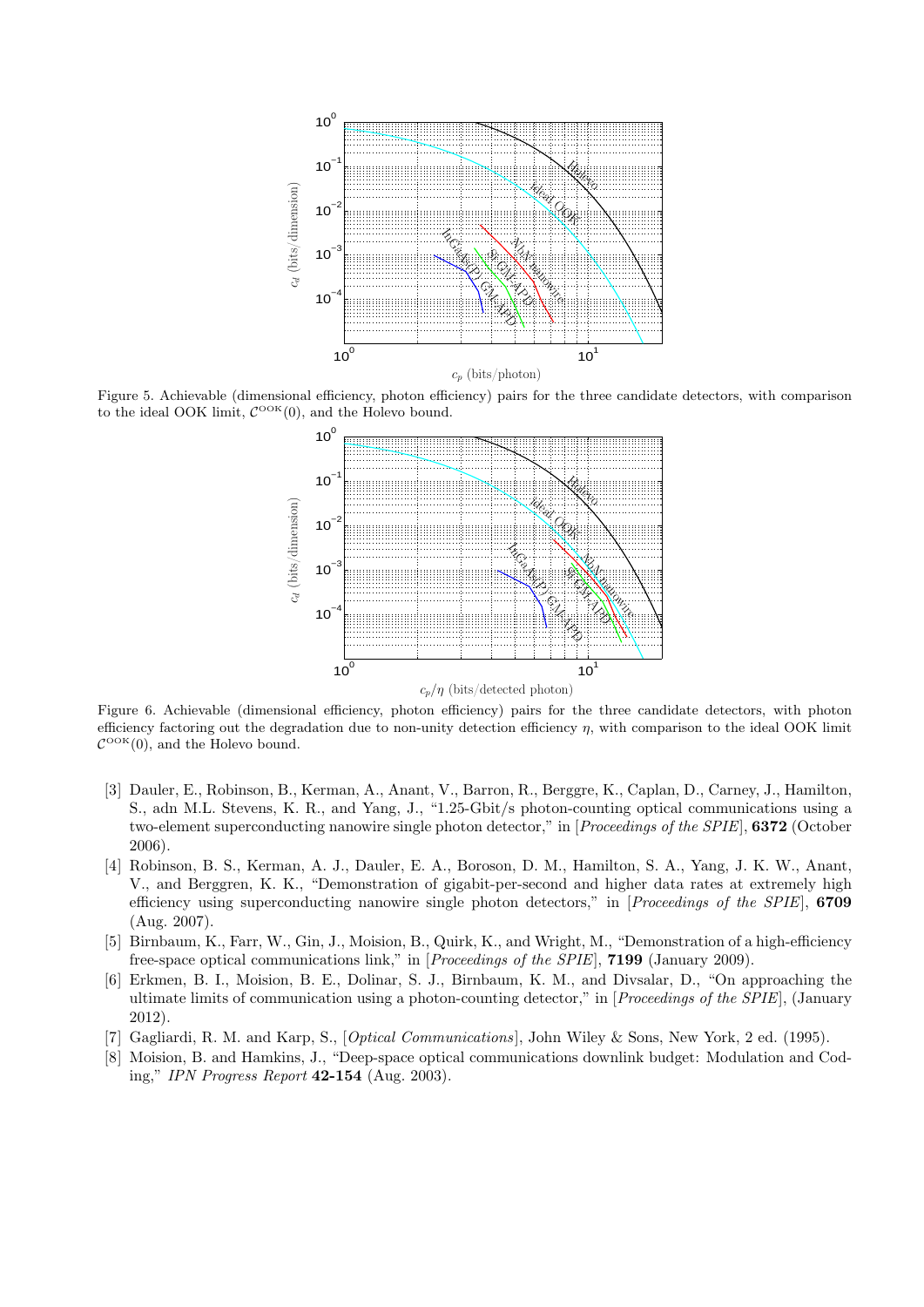Figure 5. Achievable (dimensional efficiency, photon efficiency) pairs for the three candidate detectors, with comparison to the ideal OOK limit, $\mathcal{C}^{\text{OOK}}(0)$, and the Holevo bound.

Figure 6. Achievable (dimensional efficiency, photon efficiency) pairs for the three candidate detectors, with photon efficiency factoring out the degradation due to non-unity detection efficiency $\eta$, with comparison to the ideal OOK limit $\mathcal{C}^{\text{OOK}}(0)$, and the Holevo bound.

[3] Dauler, E., Robinson, B., Kerman, A., Anant, V., Barron, R., Berggre, K., Caplan, D., Carney, J., Hamilton, S., adn M.L. Stevens, K. R., and Yang, J., "1.25-Gbit/s photon-counting optical communications using a two-element superconducting nanowire single photon detector," in [*Proceedings of the SPIE*], **6372** (October 2006).

[4] Robinson, B. S., Kerman, A. J., Dauler, E. A., Boroson, D. M., Hamilton, S. A., Yang, J. K. W., Anant, V., and Berggren, K. K., "Demonstration of gigabit-per-second and higher data rates at extremely high efficiency using superconducting nanowire single photon detectors," in [*Proceedings of the SPIE*], **6709** (Aug. 2007).

[5] Birnbaum, K., Farr, W., Gin, J., Moision, B., Quirk, K., and Wright, M., "Demonstration of a high-efficiency free-space optical communications link," in [*Proceedings of the SPIE*], **7199** (January 2009).

[6] Erkmen, B. I., Moision, B. E., Dolinar, S. J., Birnbaum, K. M., and Divsalar, D., "On approaching the ultimate limits of communication using a photon-counting detector," in [*Proceedings of the SPIE*], (January 2012).

[7] Gagliardi, R. M. and Karp, S., [*Optical Communications*], John Wiley & Sons, New York, 2 ed. (1995).

[8] Moision, B. and Hamkins, J., "Deep-space optical communications downlink budget: Modulation and Coding," *IPN Progress Report* **42-154** (Aug. 2003).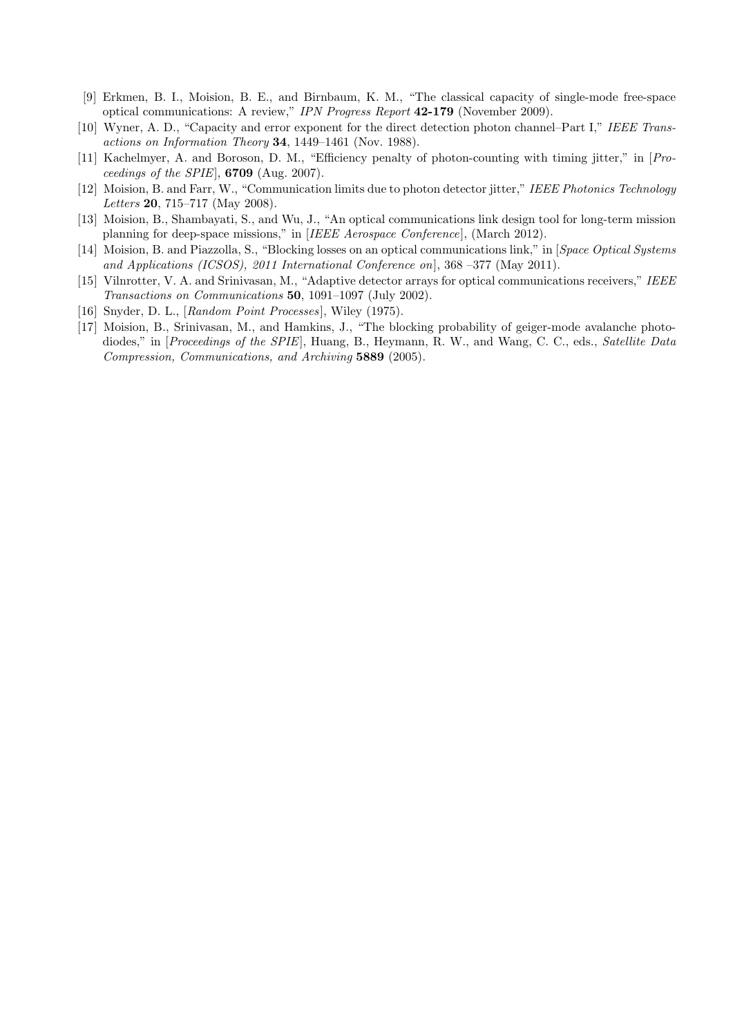[9] Erkmen, B. I., Moision, B. E., and Birnbaum, K. M., "The classical capacity of single-mode free-space optical communications: A review," *IPN Progress Report* **42-179** (November 2009).

[10] Wyner, A. D., "Capacity and error exponent for the direct detection photon channel–Part I," *IEEE Transactions on Information Theory* **34**, 1449–1461 (Nov. 1988).

[11] Kachelmyer, A. and Boroson, D. M., "Efficiency penalty of photon-counting with timing jitter," in [*Proceedings of the SPIE*], **6709** (Aug. 2007).

[12] Moision, B. and Farr, W., "Communication limits due to photon detector jitter," *IEEE Photonics Technology Letters* **20**, 715–717 (May 2008).

[13] Moision, B., Shambayati, S., and Wu, J., "An optical communications link design tool for long-term mission planning for deep-space missions," in [*IEEE Aerospace Conference*], (March 2012).

[14] Moision, B. and Piazzolla, S., "Blocking losses on an optical communications link," in [*Space Optical Systems and Applications (ICSOS), 2011 International Conference on*], 368 –377 (May 2011).

[15] Vilnrotter, V. A. and Srinivasan, M., "Adaptive detector arrays for optical communications receivers," *IEEE Transactions on Communications* **50**, 1091–1097 (July 2002).

[16] Snyder, D. L., [*Random Point Processes*], Wiley (1975).

[17] Moision, B., Srinivasan, M., and Hamkins, J., "The blocking probability of geiger-mode avalanche photodiodes," in [*Proceedings of the SPIE*], Huang, B., Heymann, R. W., and Wang, C. C., eds., *Satellite Data Compression, Communications, and Archiving* **5889** (2005).